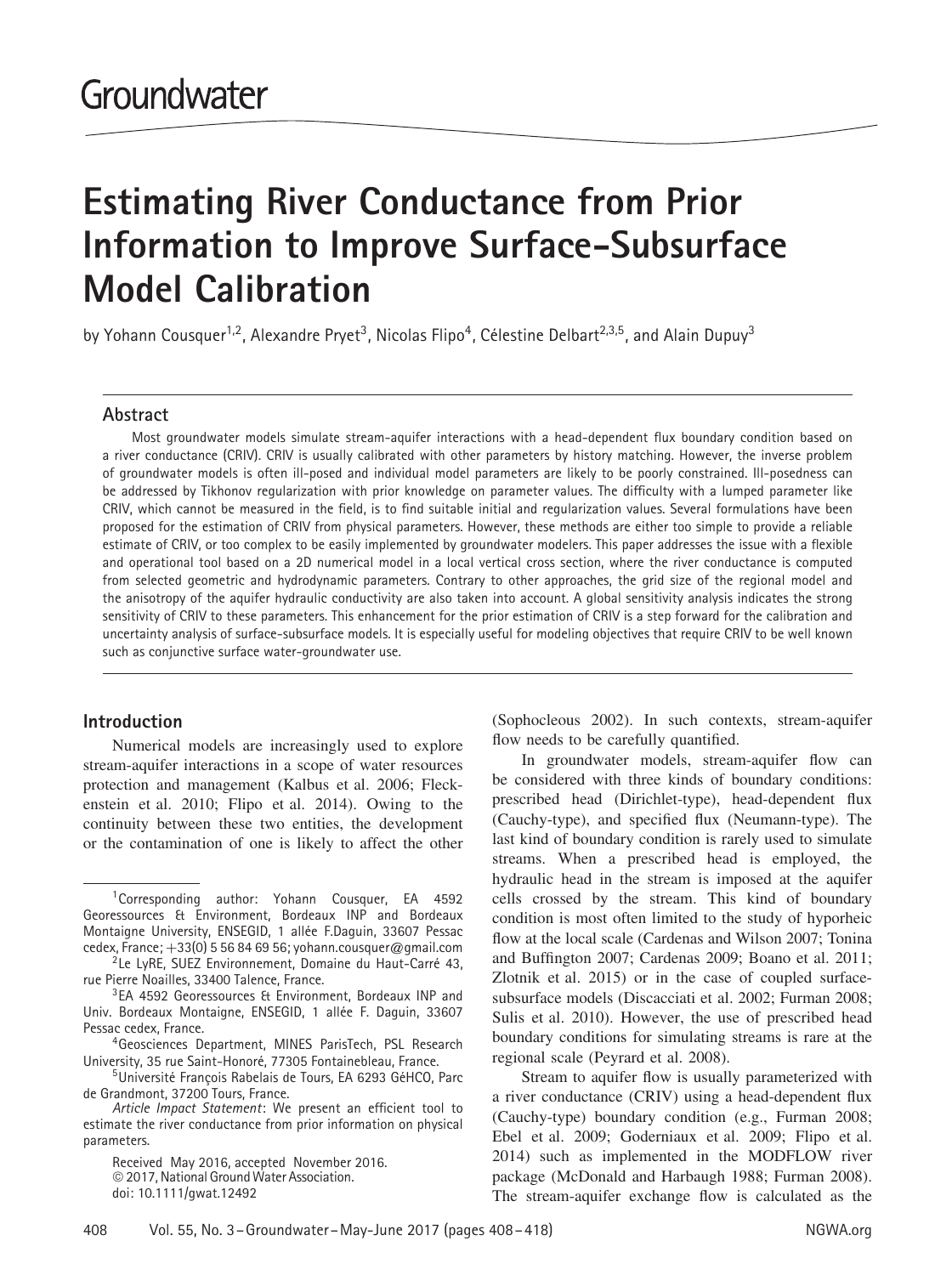Groundwater

# Estimating River Conductance from Prior Information to Improve Surface-Subsurface Model Calibration

by Yohann Cousquer[1,2], Alexandre Pryet[3], Nicolas Flipo[4], Célestine Delbart[2,3,5], and Alain Dupuy[3]

## Abstract

Most groundwater models simulate stream-aquifer interactions with a head-dependent flux boundary condition based on a river conductance (CRIV). CRIV is usually calibrated with other parameters by history matching. However, the inverse problem of groundwater models is often ill-posed and individual model parameters are likely to be poorly constrained. Ill-posedness can be addressed by Tikhonov regularization with prior knowledge on parameter values. The difficulty with a lumped parameter like CRIV, which cannot be measured in the field, is to find suitable initial and regularization values. Several formulations have been proposed for the estimation of CRIV from physical parameters. However, these methods are either too simple to provide a reliable estimate of CRIV, or too complex to be easily implemented by groundwater modelers. This paper addresses the issue with a flexible and operational tool based on a 2D numerical model in a local vertical cross section, where the river conductance is computed from selected geometric and hydrodynamic parameters. Contrary to other approaches, the grid size of the regional model and the anisotropy of the aquifer hydraulic conductivity are also taken into account. A global sensitivity analysis indicates the strong sensitivity of CRIV to these parameters. This enhancement for the prior estimation of CRIV is a step forward for the calibration and uncertainty analysis of surface-subsurface models. It is especially useful for modeling objectives that require CRIV to be well known such as conjunctive surface water-groundwater use.

## Introduction

Numerical models are increasingly used to explore stream-aquifer interactions in a scope of water resources protection and management (Kalbus et al. 2006; Fleckenstein et al. 2010; Flipo et al. 2014). Owing to the continuity between these two entities, the development or the contamination of one is likely to affect the other (Sophocleous 2002). In such contexts, stream-aquifer flow needs to be carefully quantified.

In groundwater models, stream-aquifer flow can be considered with three kinds of boundary conditions: prescribed head (Dirichlet-type), head-dependent flux (Cauchy-type), and specified flux (Neumann-type). The last kind of boundary condition is rarely used to simulate streams. When a prescribed head is employed, the hydraulic head in the stream is imposed at the aquifer cells crossed by the stream. This kind of boundary condition is most often limited to the study of hyporheic flow at the local scale (Cardenas and Wilson 2007; Tonina and Buffington 2007; Cardenas 2009; Boano et al. 2011; Zlotnik et al. 2015) or in the case of coupled surface-subsurface models (Discacciati et al. 2002; Furman 2008; Sulis et al. 2010). However, the use of prescribed head boundary conditions for simulating streams is rare at the regional scale (Peyrard et al. 2008).

Stream to aquifer flow is usually parameterized with a river conductance (CRIV) using a head-dependent flux (Cauchy-type) boundary condition (e.g., Furman 2008; Ebel et al. 2009; Goderniaux et al. 2009; Flipo et al. 2014) such as implemented in the MODFLOW river package (McDonald and Harbaugh 1988; Furman 2008). The stream-aquifer exchange flow is calculated as the

---

[1]Corresponding author: Yohann Cousquer, EA 4592 Georessources & Environment, Bordeaux INP and Bordeaux Montaigne University, ENSEGID, 1 allée F.Daguin, 33607 Pessac cedex, France; +33(0) 5 56 84 69 56; yohann.cousquer@gmail.com

[2]Le LyRE, SUEZ Environnement, Domaine du Haut-Carré 43, rue Pierre Noailles, 33400 Talence, France.

[3]EA 4592 Georessources & Environment, Bordeaux INP and Univ. Bordeaux Montaigne, ENSEGID, 1 allée F. Daguin, 33607 Pessac cedex, France.

[4]Geosciences Department, MINES ParisTech, PSL Research University, 35 rue Saint-Honoré, 77305 Fontainebleau, France.

[5]Université François Rabelais de Tours, EA 6293 GéHCO, Parc de Grandmont, 37200 Tours, France.

*Article Impact Statement*: We present an efficient tool to estimate the river conductance from prior information on physical parameters.

Received May 2016, accepted November 2016.
© 2017, National Ground Water Association.
doi: 10.1111/gwat.12492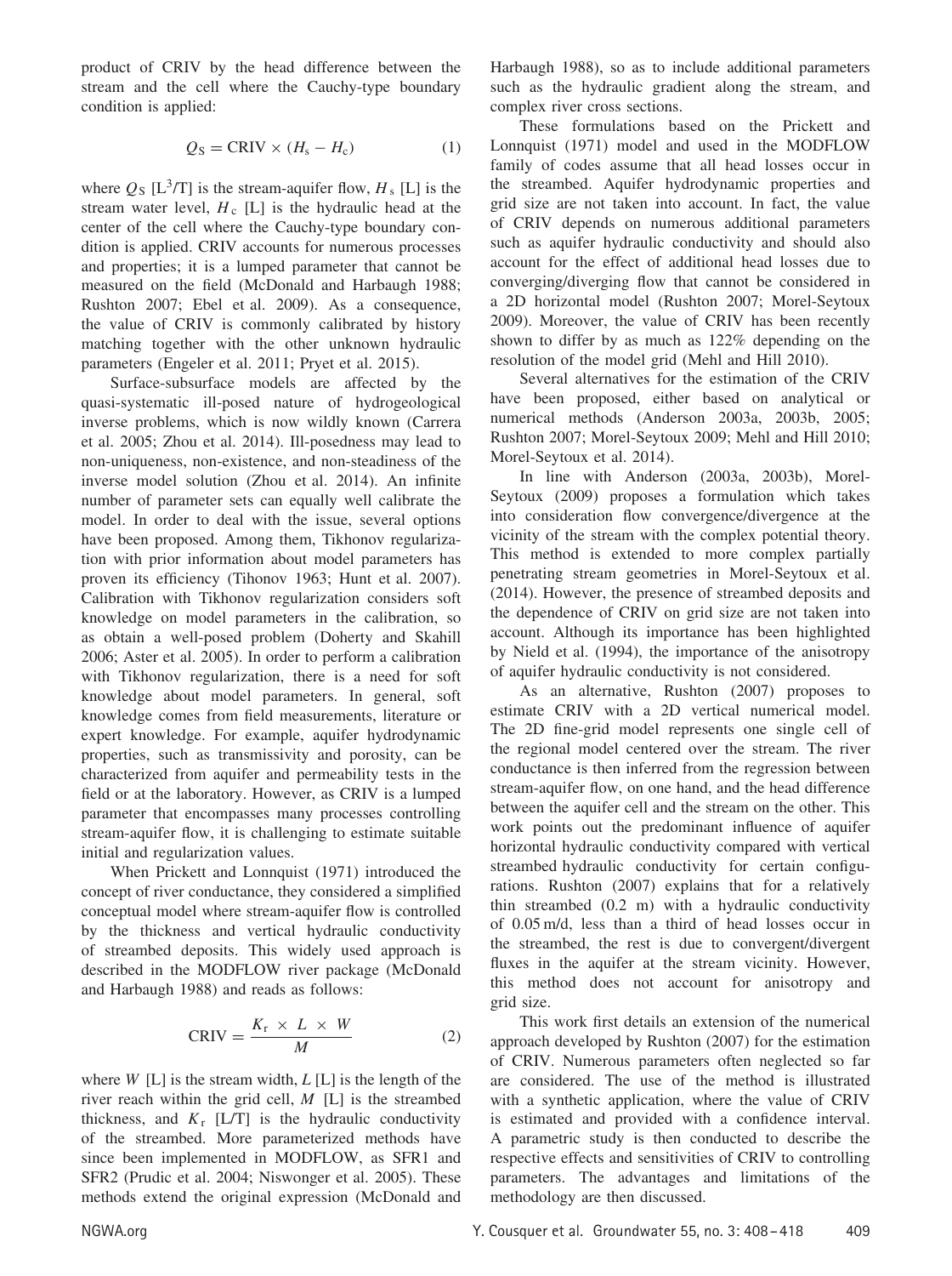product of CRIV by the head difference between the stream and the cell where the Cauchy-type boundary condition is applied:

$$Q_S = \text{CRIV} \times (H_s - H_c) \tag{1}$$

where $Q_S$ [L$^3$/T] is the stream-aquifer flow, $H_s$ [L] is the stream water level, $H_c$ [L] is the hydraulic head at the center of the cell where the Cauchy-type boundary condition is applied. CRIV accounts for numerous processes and properties; it is a lumped parameter that cannot be measured on the field (McDonald and Harbaugh 1988; Rushton 2007; Ebel et al. 2009). As a consequence, the value of CRIV is commonly calibrated by history matching together with the other unknown hydraulic parameters (Engeler et al. 2011; Pryet et al. 2015).

Surface-subsurface models are affected by the quasi-systematic ill-posed nature of hydrogeological inverse problems, which is now wildly known (Carrera et al. 2005; Zhou et al. 2014). Ill-posedness may lead to non-uniqueness, non-existence, and non-steadiness of the inverse model solution (Zhou et al. 2014). An infinite number of parameter sets can equally well calibrate the model. In order to deal with the issue, several options have been proposed. Among them, Tikhonov regularization with prior information about model parameters has proven its efficiency (Tihonov 1963; Hunt et al. 2007). Calibration with Tikhonov regularization considers soft knowledge on model parameters in the calibration, so as obtain a well-posed problem (Doherty and Skahill 2006; Aster et al. 2005). In order to perform a calibration with Tikhonov regularization, there is a need for soft knowledge about model parameters. In general, soft knowledge comes from field measurements, literature or expert knowledge. For example, aquifer hydrodynamic properties, such as transmissivity and porosity, can be characterized from aquifer and permeability tests in the field or at the laboratory. However, as CRIV is a lumped parameter that encompasses many processes controlling stream-aquifer flow, it is challenging to estimate suitable initial and regularization values.

When Prickett and Lonnquist (1971) introduced the concept of river conductance, they considered a simplified conceptual model where stream-aquifer flow is controlled by the thickness and vertical hydraulic conductivity of streambed deposits. This widely used approach is described in the MODFLOW river package (McDonald and Harbaugh 1988) and reads as follows:

$$\text{CRIV} = \frac{K_r \times L \times W}{M} \tag{2}$$

where $W$ [L] is the stream width, $L$ [L] is the length of the river reach within the grid cell, $M$ [L] is the streambed thickness, and $K_r$ [L/T] is the hydraulic conductivity of the streambed. More parameterized methods have since been implemented in MODFLOW, as SFR1 and SFR2 (Prudic et al. 2004; Niswonger et al. 2005). These methods extend the original expression (McDonald and Harbaugh 1988), so as to include additional parameters such as the hydraulic gradient along the stream, and complex river cross sections.

These formulations based on the Prickett and Lonnquist (1971) model and used in the MODFLOW family of codes assume that all head losses occur in the streambed. Aquifer hydrodynamic properties and grid size are not taken into account. In fact, the value of CRIV depends on numerous additional parameters such as aquifer hydraulic conductivity and should also account for the effect of additional head losses due to converging/diverging flow that cannot be considered in a 2D horizontal model (Rushton 2007; Morel-Seytoux 2009). Moreover, the value of CRIV has been recently shown to differ by as much as 122% depending on the resolution of the model grid (Mehl and Hill 2010).

Several alternatives for the estimation of the CRIV have been proposed, either based on analytical or numerical methods (Anderson 2003a, 2003b, 2005; Rushton 2007; Morel-Seytoux 2009; Mehl and Hill 2010; Morel-Seytoux et al. 2014).

In line with Anderson (2003a, 2003b), Morel-Seytoux (2009) proposes a formulation which takes into consideration flow convergence/divergence at the vicinity of the stream with the complex potential theory. This method is extended to more complex partially penetrating stream geometries in Morel-Seytoux et al. (2014). However, the presence of streambed deposits and the dependence of CRIV on grid size are not taken into account. Although its importance has been highlighted by Nield et al. (1994), the importance of the anisotropy of aquifer hydraulic conductivity is not considered.

As an alternative, Rushton (2007) proposes to estimate CRIV with a 2D vertical numerical model. The 2D fine-grid model represents one single cell of the regional model centered over the stream. The river conductance is then inferred from the regression between stream-aquifer flow, on one hand, and the head difference between the aquifer cell and the stream on the other. This work points out the predominant influence of aquifer horizontal hydraulic conductivity compared with vertical streambed hydraulic conductivity for certain configurations. Rushton (2007) explains that for a relatively thin streambed (0.2 m) with a hydraulic conductivity of 0.05 m/d, less than a third of head losses occur in the streambed, the rest is due to convergent/divergent fluxes in the aquifer at the stream vicinity. However, this method does not account for anisotropy and grid size.

This work first details an extension of the numerical approach developed by Rushton (2007) for the estimation of CRIV. Numerous parameters often neglected so far are considered. The use of the method is illustrated with a synthetic application, where the value of CRIV is estimated and provided with a confidence interval. A parametric study is then conducted to describe the respective effects and sensitivities of CRIV to controlling parameters. The advantages and limitations of the methodology are then discussed.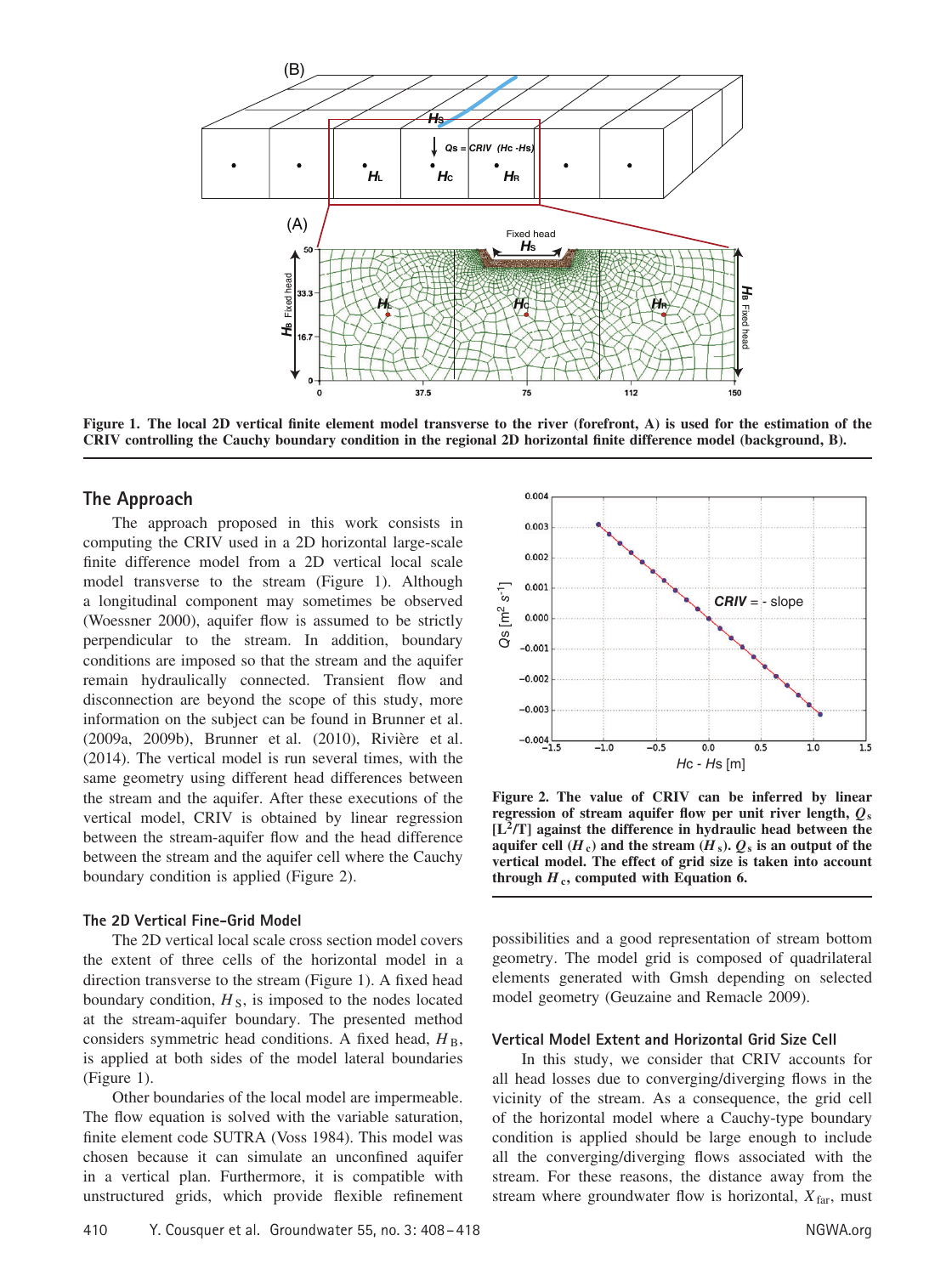**Figure 1. The local 2D vertical finite element model transverse to the river (forefront, A) is used for the estimation of the CRIV controlling the Cauchy boundary condition in the regional 2D horizontal finite difference model (background, B).**

## The Approach

The approach proposed in this work consists in computing the CRIV used in a 2D horizontal large-scale finite difference model from a 2D vertical local scale model transverse to the stream (Figure 1). Although a longitudinal component may sometimes be observed (Woessner 2000), aquifer flow is assumed to be strictly perpendicular to the stream. In addition, boundary conditions are imposed so that the stream and the aquifer remain hydraulically connected. Transient flow and disconnection are beyond the scope of this study, more information on the subject can be found in Brunner et al. (2009a, 2009b), Brunner et al. (2010), Rivière et al. (2014). The vertical model is run several times, with the same geometry using different head differences between the stream and the aquifer. After these executions of the vertical model, CRIV is obtained by linear regression between the stream-aquifer flow and the head difference between the stream and the aquifer cell where the Cauchy boundary condition is applied (Figure 2).

**Figure 2. The value of CRIV can be inferred by linear regression of stream aquifer flow per unit river length, $Q_s$ [$L^2$/T] against the difference in hydraulic head between the aquifer cell ($H_c$) and the stream ($H_s$). $Q_s$ is an output of the vertical model. The effect of grid size is taken into account through $H_c$, computed with Equation 6.**

### The 2D Vertical Fine-Grid Model

The 2D vertical local scale cross section model covers the extent of three cells of the horizontal model in a direction transverse to the stream (Figure 1). A fixed head boundary condition, $H_S$, is imposed to the nodes located at the stream-aquifer boundary. The presented method considers symmetric head conditions. A fixed head, $H_B$, is applied at both sides of the model lateral boundaries (Figure 1).

Other boundaries of the local model are impermeable. The flow equation is solved with the variable saturation, finite element code SUTRA (Voss 1984). This model was chosen because it can simulate an unconfined aquifer in a vertical plan. Furthermore, it is compatible with unstructured grids, which provide flexible refinement possibilities and a good representation of stream bottom geometry. The model grid is composed of quadrilateral elements generated with Gmsh depending on selected model geometry (Geuzaine and Remacle 2009).

### Vertical Model Extent and Horizontal Grid Size Cell

In this study, we consider that CRIV accounts for all head losses due to converging/diverging flows in the vicinity of the stream. As a consequence, the grid cell of the horizontal model where a Cauchy-type boundary condition is applied should be large enough to include all the converging/diverging flows associated with the stream. For these reasons, the distance away from the stream where groundwater flow is horizontal, $X_{far}$, must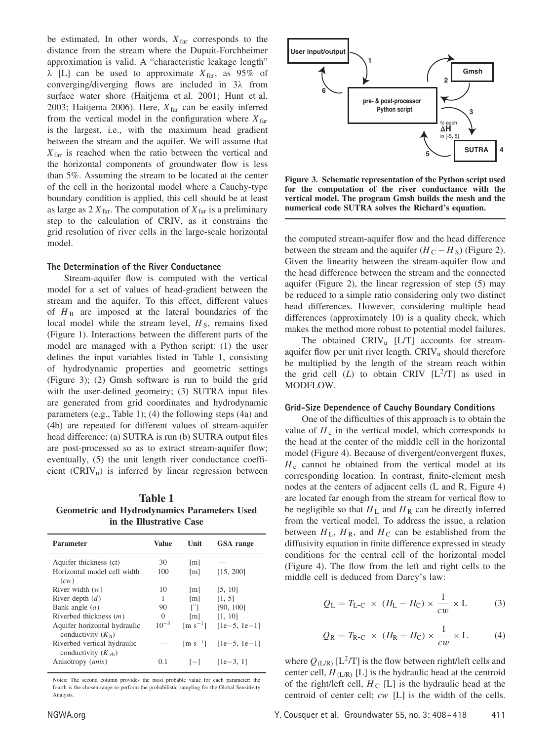be estimated. In other words, $X_{far}$ corresponds to the distance from the stream where the Dupuit-Forchheimer approximation is valid. A "characteristic leakage length" $\lambda$ [L] can be used to approximate $X_{far}$, as 95% of converging/diverging flows are included in $3\lambda$ from surface water shore (Haitjema et al. 2001; Hunt et al. 2003; Haitjema 2006). Here, $X_{far}$ can be easily inferred from the vertical model in the configuration where $X_{far}$ is the largest, i.e., with the maximum head gradient between the stream and the aquifer. We will assume that $X_{far}$ is reached when the ratio between the vertical and the horizontal components of groundwater flow is less than 5%. Assuming the stream to be located at the center of the cell in the horizontal model where a Cauchy-type boundary condition is applied, this cell should be at least as large as $2\,X_{far}$. The computation of $X_{far}$ is a preliminary step to the calculation of CRIV, as it constrains the grid resolution of river cells in the large-scale horizontal model.

### The Determination of the River Conductance

Stream-aquifer flow is computed with the vertical model for a set of values of head-gradient between the stream and the aquifer. To this effect, different values of $H_B$ are imposed at the lateral boundaries of the local model while the stream level, $H_S$, remains fixed (Figure 1). Interactions between the different parts of the model are managed with a Python script: (1) the user defines the input variables listed in Table 1, consisting of hydrodynamic properties and geometric settings (Figure 3); (2) Gmsh software is run to build the grid with the user-defined geometry; (3) SUTRA input files are generated from grid coordinates and hydrodynamic parameters (e.g., Table 1); (4) the following steps (4a) and (4b) are repeated for different values of stream-aquifer head difference: (a) SUTRA is run (b) SUTRA output files are post-processed so as to extract stream-aquifer flow; eventually, (5) the unit length river conductance coefficient ($CRIV_u$) is inferred by linear regression between the computed stream-aquifer flow and the head difference between the stream and the aquifer ($H_C - H_S$) (Figure 2). Given the linearity between the stream-aquifer flow and the head difference between the stream and the connected aquifer (Figure 2), the linear regression of step (5) may be reduced to a simple ratio considering only two distinct head differences. However, considering multiple head differences (approximately 10) is a quality check, which makes the method more robust to potential model failures.

**Table 1**
**Geometric and Hydrodynamics Parameters Used in the Illustrative Case**

| Parameter | Value | Unit | GSA range |
|---|---|---|---|
| Aquifer thickness (ct) | 30 | [m] | — |
| Horizontal model cell width ($cw$) | 100 | [m] | [15, 200] |
| River width ($w$) | 10 | [m] | [5, 10] |
| River depth ($d$) | 1 | [m] | [1, 5] |
| Bank angle ($a$) | 90 | [°] | [90, 100] |
| Riverbed thickness ($m$) | 0 | [m] | [1, 10] |
| Aquifer horizontal hydraulic conductivity ($K_h$) | $10^{-3}$ | [m s$^{-1}$] | [1e−5, 1e−1] |
| Riverbed vertical hydraulic conductivity ($K_{vb}$) | — | [m s$^{-1}$] | [1e−5, 1e−1] |
| Anisotropy (*anis*) | 0.1 | [−] | [1e−3, 1] |

Notes: The second column provides the most probable value for each parameter; the fourth is the chosen range to perform the probabilistic sampling for the Global Sensitivity Analysis.

**Figure 3. Schematic representation of the Python script used for the computation of the river conductance with the vertical model. The program Gmsh builds the mesh and the numerical code SUTRA solves the Richard's equation.**

The obtained $CRIV_u$ [L/T] accounts for stream-aquifer flow per unit river length. $CRIV_u$ should therefore be multiplied by the length of the stream reach within the grid cell ($L$) to obtain CRIV [L$^2$/T] as used in MODFLOW.

### Grid-Size Dependence of Cauchy Boundary Conditions

One of the difficulties of this approach is to obtain the value of $H_c$ in the vertical model, which corresponds to the head at the center of the middle cell in the horizontal model (Figure 4). Because of divergent/convergent fluxes, $H_c$ cannot be obtained from the vertical model at its corresponding location. In contrast, finite-element mesh nodes at the centers of adjacent cells (L and R, Figure 4) are located far enough from the stream for vertical flow to be negligible so that $H_L$ and $H_R$ can be directly inferred from the vertical model. To address the issue, a relation between $H_L$, $H_R$, and $H_C$ can be established from the diffusivity equation in finite difference expressed in steady conditions for the central cell of the horizontal model (Figure 4). The flow from the left and right cells to the middle cell is deduced from Darcy's law:

$$Q_L = T_{L\text{-}C} \times (H_L - H_C) \times \frac{1}{cw} \times L \qquad (3)$$

$$Q_R = T_{R\text{-}C} \times (H_R - H_C) \times \frac{1}{cw} \times L \qquad (4)$$

where $Q_{(L/R)}$ [L$^2$/T] is the flow between right/left cells and center cell, $H_{(L/R)}$ [L] is the hydraulic head at the centroid of the right/left cell, $H_C$ [L] is the hydraulic head at the centroid of center cell; $cw$ [L] is the width of the cells.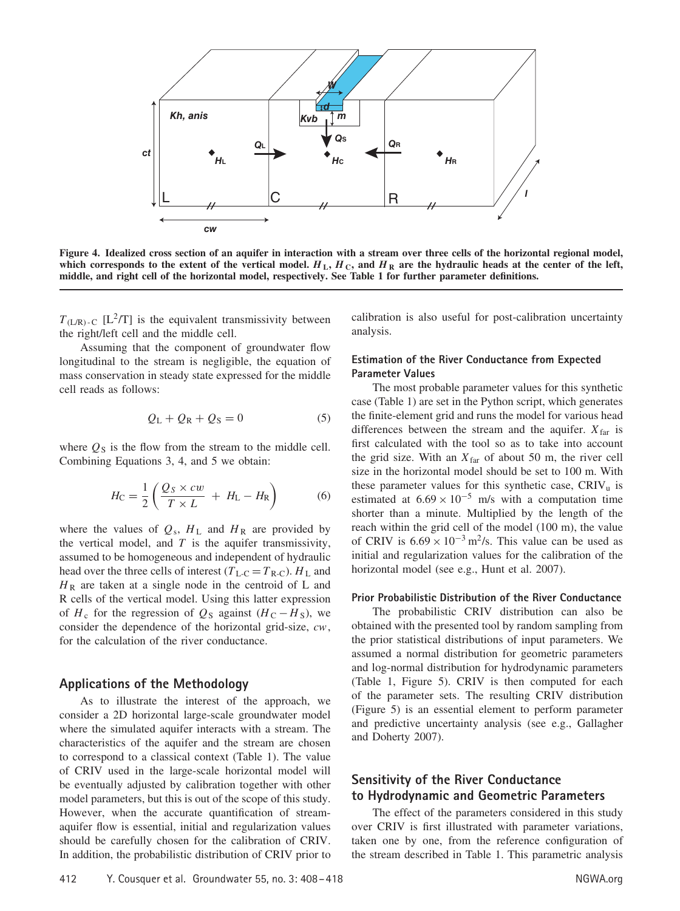**Figure 4. Idealized cross section of an aquifer in interaction with a stream over three cells of the horizontal regional model, which corresponds to the extent of the vertical model. $H_L$, $H_C$, and $H_R$ are the hydraulic heads at the center of the left, middle, and right cell of the horizontal model, respectively. See Table 1 for further parameter definitions.**

$T_{(L/R)\text{-}C}$ [L$^2$/T] is the equivalent transmissivity between the right/left cell and the middle cell.

Assuming that the component of groundwater flow longitudinal to the stream is negligible, the equation of mass conservation in steady state expressed for the middle cell reads as follows:

$$Q_L + Q_R + Q_S = 0 \tag{5}$$

where $Q_S$ is the flow from the stream to the middle cell. Combining Equations 3, 4, and 5 we obtain:

$$H_C = \frac{1}{2}\left(\frac{Q_S \times cw}{T \times L} + H_L - H_R\right) \tag{6}$$

where the values of $Q_s$, $H_L$ and $H_R$ are provided by the vertical model, and $T$ is the aquifer transmissivity, assumed to be homogeneous and independent of hydraulic head over the three cells of interest ($T_{L\text{-}C} = T_{R\text{-}C}$). $H_L$ and $H_R$ are taken at a single node in the centroid of L and R cells of the vertical model. Using this latter expression of $H_c$ for the regression of $Q_S$ against ($H_C - H_S$), we consider the dependence of the horizontal grid-size, $cw$, for the calculation of the river conductance.

## Applications of the Methodology

As to illustrate the interest of the approach, we consider a 2D horizontal large-scale groundwater model where the simulated aquifer interacts with a stream. The characteristics of the aquifer and the stream are chosen to correspond to a classical context (Table 1). The value of CRIV used in the large-scale horizontal model will be eventually adjusted by calibration together with other model parameters, but this is out of the scope of this study. However, when the accurate quantification of stream-aquifer flow is essential, initial and regularization values should be carefully chosen for the calibration of CRIV. In addition, the probabilistic distribution of CRIV prior to calibration is also useful for post-calibration uncertainty analysis.

### Estimation of the River Conductance from Expected Parameter Values

The most probable parameter values for this synthetic case (Table 1) are set in the Python script, which generates the finite-element grid and runs the model for various head differences between the stream and the aquifer. $X_{\text{far}}$ is first calculated with the tool so as to take into account the grid size. With an $X_{\text{far}}$ of about 50 m, the river cell size in the horizontal model should be set to 100 m. With these parameter values for this synthetic case, $\text{CRIV}_u$ is estimated at $6.69 \times 10^{-5}$ m/s with a computation time shorter than a minute. Multiplied by the length of the reach within the grid cell of the model (100 m), the value of CRIV is $6.69 \times 10^{-3}$ m$^2$/s. This value can be used as initial and regularization values for the calibration of the horizontal model (see e.g., Hunt et al. 2007).

### Prior Probabilistic Distribution of the River Conductance

The probabilistic CRIV distribution can also be obtained with the presented tool by random sampling from the prior statistical distributions of input parameters. We assumed a normal distribution for geometric parameters and log-normal distribution for hydrodynamic parameters (Table 1, Figure 5). CRIV is then computed for each of the parameter sets. The resulting CRIV distribution (Figure 5) is an essential element to perform parameter and predictive uncertainty analysis (see e.g., Gallagher and Doherty 2007).

## Sensitivity of the River Conductance to Hydrodynamic and Geometric Parameters

The effect of the parameters considered in this study over CRIV is first illustrated with parameter variations, taken one by one, from the reference configuration of the stream described in Table 1. This parametric analysis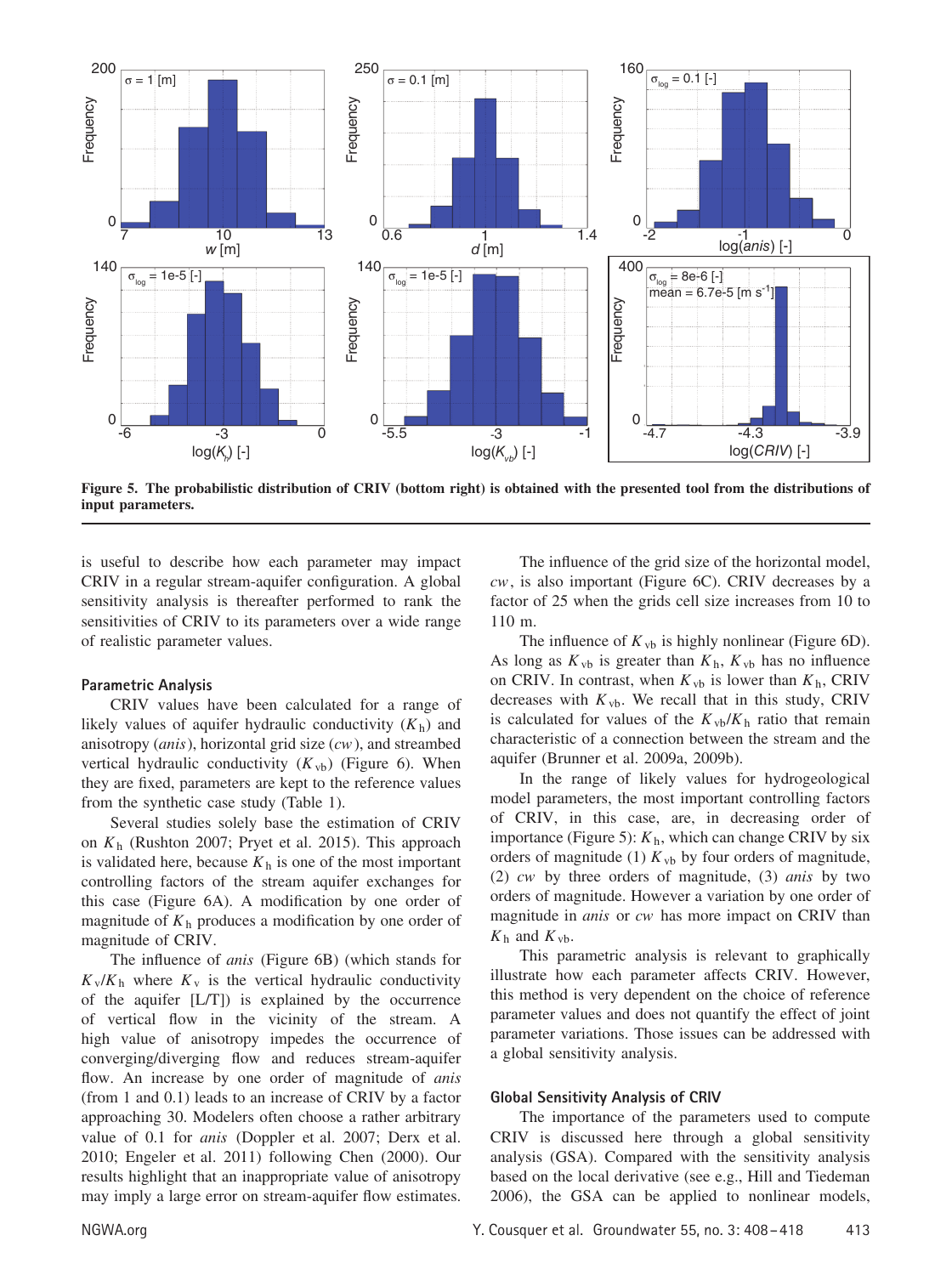**Figure 5. The probabilistic distribution of CRIV (bottom right) is obtained with the presented tool from the distributions of input parameters.**

is useful to describe how each parameter may impact CRIV in a regular stream-aquifer configuration. A global sensitivity analysis is thereafter performed to rank the sensitivities of CRIV to its parameters over a wide range of realistic parameter values.

### Parametric Analysis

CRIV values have been calculated for a range of likely values of aquifer hydraulic conductivity ($K_h$) and anisotropy (*anis*), horizontal grid size (*cw*), and streambed vertical hydraulic conductivity ($K_{vb}$) (Figure 6). When they are fixed, parameters are kept to the reference values from the synthetic case study (Table 1).

Several studies solely base the estimation of CRIV on $K_h$ (Rushton 2007; Pryet et al. 2015). This approach is validated here, because $K_h$ is one of the most important controlling factors of the stream aquifer exchanges for this case (Figure 6A). A modification by one order of magnitude of $K_h$ produces a modification by one order of magnitude of CRIV.

The influence of *anis* (Figure 6B) (which stands for $K_v/K_h$ where $K_v$ is the vertical hydraulic conductivity of the aquifer [L/T]) is explained by the occurrence of vertical flow in the vicinity of the stream. A high value of anisotropy impedes the occurrence of converging/diverging flow and reduces stream-aquifer flow. An increase by one order of magnitude of *anis* (from 1 and 0.1) leads to an increase of CRIV by a factor approaching 30. Modelers often choose a rather arbitrary value of 0.1 for *anis* (Doppler et al. 2007; Derx et al. 2010; Engeler et al. 2011) following Chen (2000). Our results highlight that an inappropriate value of anisotropy may imply a large error on stream-aquifer flow estimates.

The influence of the grid size of the horizontal model, *cw*, is also important (Figure 6C). CRIV decreases by a factor of 25 when the grids cell size increases from 10 to 110 m.

The influence of $K_{vb}$ is highly nonlinear (Figure 6D). As long as $K_{vb}$ is greater than $K_h$, $K_{vb}$ has no influence on CRIV. In contrast, when $K_{vb}$ is lower than $K_h$, CRIV decreases with $K_{vb}$. We recall that in this study, CRIV is calculated for values of the $K_{vb}/K_h$ ratio that remain characteristic of a connection between the stream and the aquifer (Brunner et al. 2009a, 2009b).

In the range of likely values for hydrogeological model parameters, the most important controlling factors of CRIV, in this case, are, in decreasing order of importance (Figure 5): $K_h$, which can change CRIV by six orders of magnitude (1) $K_{vb}$ by four orders of magnitude, (2) *cw* by three orders of magnitude, (3) *anis* by two orders of magnitude. However a variation by one order of magnitude in *anis* or *cw* has more impact on CRIV than $K_h$ and $K_{vb}$.

This parametric analysis is relevant to graphically illustrate how each parameter affects CRIV. However, this method is very dependent on the choice of reference parameter values and does not quantify the effect of joint parameter variations. Those issues can be addressed with a global sensitivity analysis.

### Global Sensitivity Analysis of CRIV

The importance of the parameters used to compute CRIV is discussed here through a global sensitivity analysis (GSA). Compared with the sensitivity analysis based on the local derivative (see e.g., Hill and Tiedeman 2006), the GSA can be applied to nonlinear models,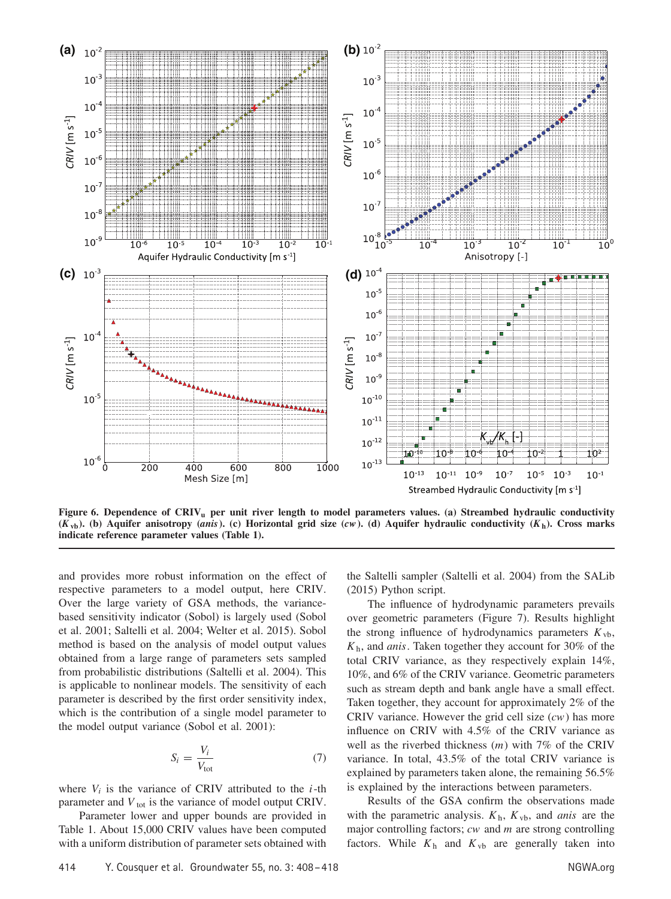Figure 6. Dependence of $CRIV_u$ per unit river length to model parameters values. (a) Streambed hydraulic conductivity ($K_{vb}$). (b) Aquifer anisotropy (*anis*). (c) Horizontal grid size (*cw*). (d) Aquifer hydraulic conductivity ($K_h$). Cross marks indicate reference parameter values (Table 1).

and provides more robust information on the effect of respective parameters to a model output, here CRIV. Over the large variety of GSA methods, the variance-based sensitivity indicator (Sobol) is largely used (Sobol et al. 2001; Saltelli et al. 2004; Welter et al. 2015). Sobol method is based on the analysis of model output values obtained from a large range of parameters sets sampled from probabilistic distributions (Saltelli et al. 2004). This is applicable to nonlinear models. The sensitivity of each parameter is described by the first order sensitivity index, which is the contribution of a single model parameter to the model output variance (Sobol et al. 2001):

$$S_i = \frac{V_i}{V_{\text{tot}}} \tag{7}$$

where $V_i$ is the variance of CRIV attributed to the $i$-th parameter and $V_{\text{tot}}$ is the variance of model output CRIV.

Parameter lower and upper bounds are provided in Table 1. About 15,000 CRIV values have been computed with a uniform distribution of parameter sets obtained with the Saltelli sampler (Saltelli et al. 2004) from the SALib (2015) Python script.

The influence of hydrodynamic parameters prevails over geometric parameters (Figure 7). Results highlight the strong influence of hydrodynamics parameters $K_{vb}$, $K_h$, and *anis*. Taken together they account for 30% of the total CRIV variance, as they respectively explain 14%, 10%, and 6% of the CRIV variance. Geometric parameters such as stream depth and bank angle have a small effect. Taken together, they account for approximately 2% of the CRIV variance. However the grid cell size (*cw*) has more influence on CRIV with 4.5% of the CRIV variance as well as the riverbed thickness ($m$) with 7% of the CRIV variance. In total, 43.5% of the total CRIV variance is explained by parameters taken alone, the remaining 56.5% is explained by the interactions between parameters.

Results of the GSA confirm the observations made with the parametric analysis. $K_h$, $K_{vb}$, and *anis* are the major controlling factors; *cw* and $m$ are strong controlling factors. While $K_h$ and $K_{vb}$ are generally taken into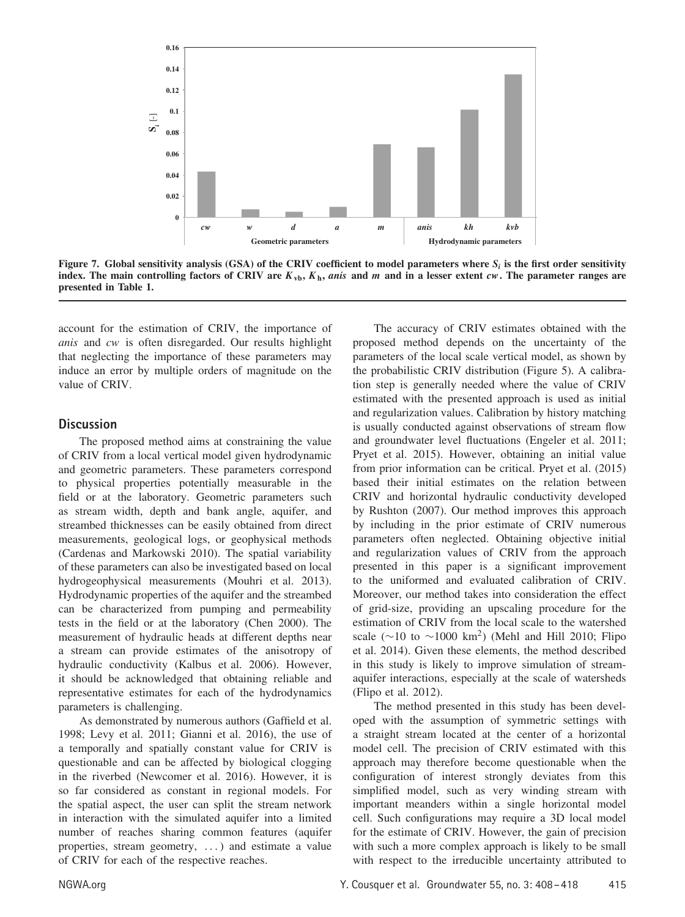Figure 7. Global sensitivity analysis (GSA) of the CRIV coefficient to model parameters where $S_i$ is the first order sensitivity index. The main controlling factors of CRIV are $K_{vb}$, $K_h$, *anis* and *m* and in a lesser extent *cw*. The parameter ranges are presented in Table 1.

account for the estimation of CRIV, the importance of *anis* and *cw* is often disregarded. Our results highlight that neglecting the importance of these parameters may induce an error by multiple orders of magnitude on the value of CRIV.

## Discussion

The proposed method aims at constraining the value of CRIV from a local vertical model given hydrodynamic and geometric parameters. These parameters correspond to physical properties potentially measurable in the field or at the laboratory. Geometric parameters such as stream width, depth and bank angle, aquifer, and streambed thicknesses can be easily obtained from direct measurements, geological logs, or geophysical methods (Cardenas and Markowski 2010). The spatial variability of these parameters can also be investigated based on local hydrogeophysical measurements (Mouhri et al. 2013). Hydrodynamic properties of the aquifer and the streambed can be characterized from pumping and permeability tests in the field or at the laboratory (Chen 2000). The measurement of hydraulic heads at different depths near a stream can provide estimates of the anisotropy of hydraulic conductivity (Kalbus et al. 2006). However, it should be acknowledged that obtaining reliable and representative estimates for each of the hydrodynamics parameters is challenging.

As demonstrated by numerous authors (Gaffield et al. 1998; Levy et al. 2011; Gianni et al. 2016), the use of a temporally and spatially constant value for CRIV is questionable and can be affected by biological clogging in the riverbed (Newcomer et al. 2016). However, it is so far considered as constant in regional models. For the spatial aspect, the user can split the stream network in interaction with the simulated aquifer into a limited number of reaches sharing common features (aquifer properties, stream geometry, ...) and estimate a value of CRIV for each of the respective reaches.

The accuracy of CRIV estimates obtained with the proposed method depends on the uncertainty of the parameters of the local scale vertical model, as shown by the probabilistic CRIV distribution (Figure 5). A calibration step is generally needed where the value of CRIV estimated with the presented approach is used as initial and regularization values. Calibration by history matching is usually conducted against observations of stream flow and groundwater level fluctuations (Engeler et al. 2011; Pryet et al. 2015). However, obtaining an initial value from prior information can be critical. Pryet et al. (2015) based their initial estimates on the relation between CRIV and horizontal hydraulic conductivity developed by Rushton (2007). Our method improves this approach by including in the prior estimate of CRIV numerous parameters often neglected. Obtaining objective initial and regularization values of CRIV from the approach presented in this paper is a significant improvement to the uniformed and evaluated calibration of CRIV. Moreover, our method takes into consideration the effect of grid-size, providing an upscaling procedure for the estimation of CRIV from the local scale to the watershed scale (~10 to ~1000 km$^2$) (Mehl and Hill 2010; Flipo et al. 2014). Given these elements, the method described in this study is likely to improve simulation of stream-aquifer interactions, especially at the scale of watersheds (Flipo et al. 2012).

The method presented in this study has been developed with the assumption of symmetric settings with a straight stream located at the center of a horizontal model cell. The precision of CRIV estimated with this approach may therefore become questionable when the configuration of interest strongly deviates from this simplified model, such as very winding stream with important meanders within a single horizontal model cell. Such configurations may require a 3D local model for the estimate of CRIV. However, the gain of precision with such a more complex approach is likely to be small with respect to the irreducible uncertainty attributed to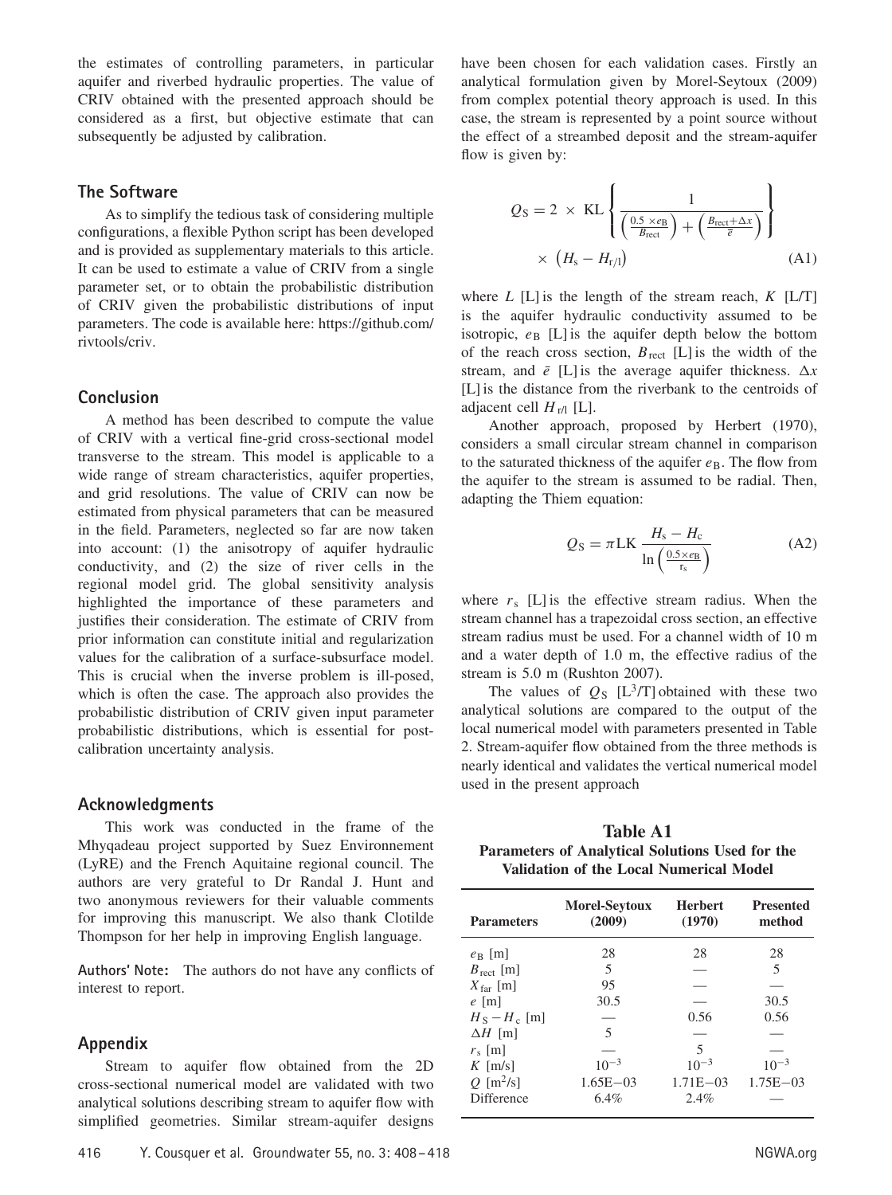the estimates of controlling parameters, in particular aquifer and riverbed hydraulic properties. The value of CRIV obtained with the presented approach should be considered as a first, but objective estimate that can subsequently be adjusted by calibration.

## The Software

As to simplify the tedious task of considering multiple configurations, a flexible Python script has been developed and is provided as supplementary materials to this article. It can be used to estimate a value of CRIV from a single parameter set, or to obtain the probabilistic distribution of CRIV given the probabilistic distributions of input parameters. The code is available here: https://github.com/rivtools/criv.

## Conclusion

A method has been described to compute the value of CRIV with a vertical fine-grid cross-sectional model transverse to the stream. This model is applicable to a wide range of stream characteristics, aquifer properties, and grid resolutions. The value of CRIV can now be estimated from physical parameters that can be measured in the field. Parameters, neglected so far are now taken into account: (1) the anisotropy of aquifer hydraulic conductivity, and (2) the size of river cells in the regional model grid. The global sensitivity analysis highlighted the importance of these parameters and justifies their consideration. The estimate of CRIV from prior information can constitute initial and regularization values for the calibration of a surface-subsurface model. This is crucial when the inverse problem is ill-posed, which is often the case. The approach also provides the probabilistic distribution of CRIV given input parameter probabilistic distributions, which is essential for post-calibration uncertainty analysis.

## Acknowledgments

This work was conducted in the frame of the Mhyqadeau project supported by Suez Environnement (LyRE) and the French Aquitaine regional council. The authors are very grateful to Dr Randal J. Hunt and two anonymous reviewers for their valuable comments for improving this manuscript. We also thank Clotilde Thompson for her help in improving English language.

**Authors' Note:** The authors do not have any conflicts of interest to report.

## Appendix

Stream to aquifer flow obtained from the 2D cross-sectional numerical model are validated with two analytical solutions describing stream to aquifer flow with simplified geometries. Similar stream-aquifer designs have been chosen for each validation cases. Firstly an analytical formulation given by Morel-Seytoux (2009) from complex potential theory approach is used. In this case, the stream is represented by a point source without the effect of a streambed deposit and the stream-aquifer flow is given by:

$$Q_S = 2 \times \text{KL} \left\{ \frac{1}{\left(\frac{0.5 \times e_B}{B_{\text{rect}}}\right) + \left(\frac{B_{\text{rect}} + \Delta x}{\bar{e}}\right)} \right\} \times \left(H_s - H_{r/l}\right) \tag{A1}$$

where $L$ [L] is the length of the stream reach, $K$ [L/T] is the aquifer hydraulic conductivity assumed to be isotropic, $e_B$ [L] is the aquifer depth below the bottom of the reach cross section, $B_{\text{rect}}$ [L] is the width of the stream, and $\bar{e}$ [L] is the average aquifer thickness. $\Delta x$ [L] is the distance from the riverbank to the centroids of adjacent cell $H_{r/l}$ [L].

Another approach, proposed by Herbert (1970), considers a small circular stream channel in comparison to the saturated thickness of the aquifer $e_B$. The flow from the aquifer to the stream is assumed to be radial. Then, adapting the Thiem equation:

$$Q_S = \pi \text{LK} \frac{H_s - H_c}{\ln\left(\frac{0.5 \times e_B}{r_s}\right)} \tag{A2}$$

where $r_s$ [L] is the effective stream radius. When the stream channel has a trapezoidal cross section, an effective stream radius must be used. For a channel width of 10 m and a water depth of 1.0 m, the effective radius of the stream is 5.0 m (Rushton 2007).

The values of $Q_S$ [$L^3$/T] obtained with these two analytical solutions are compared to the output of the local numerical model with parameters presented in Table 2. Stream-aquifer flow obtained from the three methods is nearly identical and validates the vertical numerical model used in the present approach

**Table A1**
**Parameters of Analytical Solutions Used for the Validation of the Local Numerical Model**

| Parameters | Morel-Seytoux (2009) | Herbert (1970) | Presented method |
|---|---|---|---|
| $e_B$ [m] | 28 | 28 | 28 |
| $B_{\text{rect}}$ [m] | 5 | — | 5 |
| $X_{\text{far}}$ [m] | 95 | — | — |
| $e$ [m] | 30.5 | — | 30.5 |
| $H_S - H_c$ [m] | — | 0.56 | 0.56 |
| $\Delta H$ [m] | 5 | — | — |
| $r_s$ [m] | — | 5 | — |
| $K$ [m/s] | $10^{-3}$ | $10^{-3}$ | $10^{-3}$ |
| $Q$ [$m^2$/s] | 1.65E−03 | 1.71E−03 | 1.75E−03 |
| Difference | 6.4% | 2.4% | — |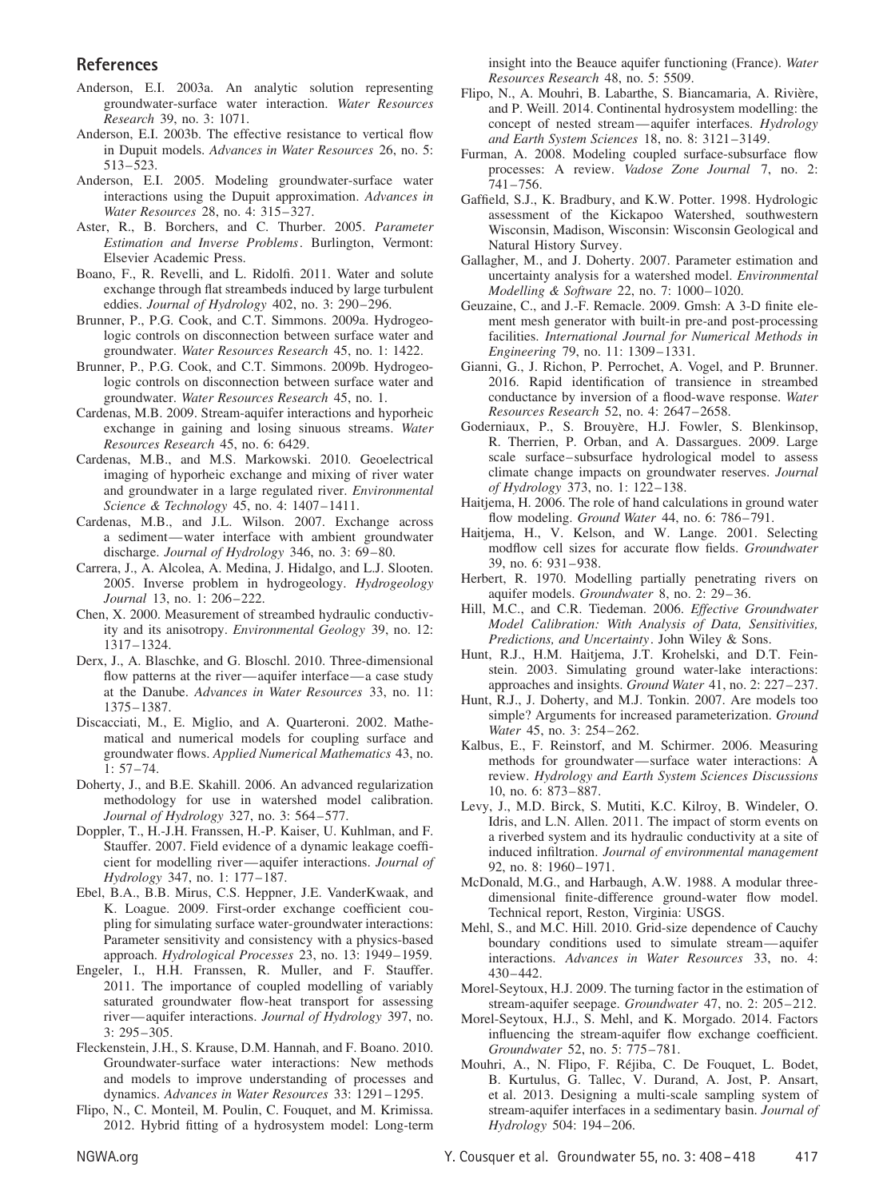## References

Anderson, E.I. 2003a. An analytic solution representing groundwater-surface water interaction. *Water Resources Research* 39, no. 3: 1071.

Anderson, E.I. 2003b. The effective resistance to vertical flow in Dupuit models. *Advances in Water Resources* 26, no. 5: 513–523.

Anderson, E.I. 2005. Modeling groundwater-surface water interactions using the Dupuit approximation. *Advances in Water Resources* 28, no. 4: 315–327.

Aster, R., B. Borchers, and C. Thurber. 2005. *Parameter Estimation and Inverse Problems*. Burlington, Vermont: Elsevier Academic Press.

Boano, F., R. Revelli, and L. Ridolfi. 2011. Water and solute exchange through flat streambeds induced by large turbulent eddies. *Journal of Hydrology* 402, no. 3: 290–296.

Brunner, P., P.G. Cook, and C.T. Simmons. 2009a. Hydrogeologic controls on disconnection between surface water and groundwater. *Water Resources Research* 45, no. 1: 1422.

Brunner, P., P.G. Cook, and C.T. Simmons. 2009b. Hydrogeologic controls on disconnection between surface water and groundwater. *Water Resources Research* 45, no. 1.

Cardenas, M.B. 2009. Stream-aquifer interactions and hyporheic exchange in gaining and losing sinuous streams. *Water Resources Research* 45, no. 6: 6429.

Cardenas, M.B., and M.S. Markowski. 2010. Geoelectrical imaging of hyporheic exchange and mixing of river water and groundwater in a large regulated river. *Environmental Science & Technology* 45, no. 4: 1407–1411.

Cardenas, M.B., and J.L. Wilson. 2007. Exchange across a sediment—water interface with ambient groundwater discharge. *Journal of Hydrology* 346, no. 3: 69–80.

Carrera, J., A. Alcolea, A. Medina, J. Hidalgo, and L.J. Slooten. 2005. Inverse problem in hydrogeology. *Hydrogeology Journal* 13, no. 1: 206–222.

Chen, X. 2000. Measurement of streambed hydraulic conductivity and its anisotropy. *Environmental Geology* 39, no. 12: 1317–1324.

Derx, J., A. Blaschke, and G. Bloschl. 2010. Three-dimensional flow patterns at the river—aquifer interface—a case study at the Danube. *Advances in Water Resources* 33, no. 11: 1375–1387.

Discacciati, M., E. Miglio, and A. Quarteroni. 2002. Mathematical and numerical models for coupling surface and groundwater flows. *Applied Numerical Mathematics* 43, no. 1: 57–74.

Doherty, J., and B.E. Skahill. 2006. An advanced regularization methodology for use in watershed model calibration. *Journal of Hydrology* 327, no. 3: 564–577.

Doppler, T., H.-J.H. Franssen, H.-P. Kaiser, U. Kuhlman, and F. Stauffer. 2007. Field evidence of a dynamic leakage coefficient for modelling river—aquifer interactions. *Journal of Hydrology* 347, no. 1: 177–187.

Ebel, B.A., B.B. Mirus, C.S. Heppner, J.E. VanderKwaak, and K. Loague. 2009. First-order exchange coefficient coupling for simulating surface water-groundwater interactions: Parameter sensitivity and consistency with a physics-based approach. *Hydrological Processes* 23, no. 13: 1949–1959.

Engeler, I., H.H. Franssen, R. Muller, and F. Stauffer. 2011. The importance of coupled modelling of variably saturated groundwater flow-heat transport for assessing river—aquifer interactions. *Journal of Hydrology* 397, no. 3: 295–305.

Fleckenstein, J.H., S. Krause, D.M. Hannah, and F. Boano. 2010. Groundwater-surface water interactions: New methods and models to improve understanding of processes and dynamics. *Advances in Water Resources* 33: 1291–1295.

Flipo, N., C. Monteil, M. Poulin, C. Fouquet, and M. Krimissa. 2012. Hybrid fitting of a hydrosystem model: Long-term insight into the Beauce aquifer functioning (France). *Water Resources Research* 48, no. 5: 5509.

Flipo, N., A. Mouhri, B. Labarthe, S. Biancamaria, A. Rivière, and P. Weill. 2014. Continental hydrosystem modelling: the concept of nested stream—aquifer interfaces. *Hydrology and Earth System Sciences* 18, no. 8: 3121–3149.

Furman, A. 2008. Modeling coupled surface-subsurface flow processes: A review. *Vadose Zone Journal* 7, no. 2: 741–756.

Gaffield, S.J., K. Bradbury, and K.W. Potter. 1998. Hydrologic assessment of the Kickapoo Watershed, southwestern Wisconsin, Madison, Wisconsin: Wisconsin Geological and Natural History Survey.

Gallagher, M., and J. Doherty. 2007. Parameter estimation and uncertainty analysis for a watershed model. *Environmental Modelling & Software* 22, no. 7: 1000–1020.

Geuzaine, C., and J.-F. Remacle. 2009. Gmsh: A 3-D finite element mesh generator with built-in pre-and post-processing facilities. *International Journal for Numerical Methods in Engineering* 79, no. 11: 1309–1331.

Gianni, G., J. Richon, P. Perrochet, A. Vogel, and P. Brunner. 2016. Rapid identification of transience in streambed conductance by inversion of a flood-wave response. *Water Resources Research* 52, no. 4: 2647–2658.

Goderniaux, P., S. Brouyère, H.J. Fowler, S. Blenkinsop, R. Therrien, P. Orban, and A. Dassargues. 2009. Large scale surface–subsurface hydrological model to assess climate change impacts on groundwater reserves. *Journal of Hydrology* 373, no. 1: 122–138.

Haitjema, H. 2006. The role of hand calculations in ground water flow modeling. *Ground Water* 44, no. 6: 786–791.

Haitjema, H., V. Kelson, and W. Lange. 2001. Selecting modflow cell sizes for accurate flow fields. *Groundwater* 39, no. 6: 931–938.

Herbert, R. 1970. Modelling partially penetrating rivers on aquifer models. *Groundwater* 8, no. 2: 29–36.

Hill, M.C., and C.R. Tiedeman. 2006. *Effective Groundwater Model Calibration: With Analysis of Data, Sensitivities, Predictions, and Uncertainty*. John Wiley & Sons.

Hunt, R.J., H.M. Haitjema, J.T. Krohelski, and D.T. Feinstein. 2003. Simulating ground water-lake interactions: approaches and insights. *Ground Water* 41, no. 2: 227–237.

Hunt, R.J., J. Doherty, and M.J. Tonkin. 2007. Are models too simple? Arguments for increased parameterization. *Ground Water* 45, no. 3: 254–262.

Kalbus, E., F. Reinstorf, and M. Schirmer. 2006. Measuring methods for groundwater—surface water interactions: A review. *Hydrology and Earth System Sciences Discussions* 10, no. 6: 873–887.

Levy, J., M.D. Birck, S. Mutiti, K.C. Kilroy, B. Windeler, O. Idris, and L.N. Allen. 2011. The impact of storm events on a riverbed system and its hydraulic conductivity at a site of induced infiltration. *Journal of environmental management* 92, no. 8: 1960–1971.

McDonald, M.G., and Harbaugh, A.W. 1988. A modular three-dimensional finite-difference ground-water flow model. Technical report, Reston, Virginia: USGS.

Mehl, S., and M.C. Hill. 2010. Grid-size dependence of Cauchy boundary conditions used to simulate stream—aquifer interactions. *Advances in Water Resources* 33, no. 4: 430–442.

Morel-Seytoux, H.J. 2009. The turning factor in the estimation of stream-aquifer seepage. *Groundwater* 47, no. 2: 205–212.

Morel-Seytoux, H.J., S. Mehl, and K. Morgado. 2014. Factors influencing the stream-aquifer flow exchange coefficient. *Groundwater* 52, no. 5: 775–781.

Mouhri, A., N. Flipo, F. Réjiba, C. De Fouquet, L. Bodet, B. Kurtulus, G. Tallec, V. Durand, A. Jost, P. Ansart, et al. 2013. Designing a multi-scale sampling system of stream-aquifer interfaces in a sedimentary basin. *Journal of Hydrology* 504: 194–206.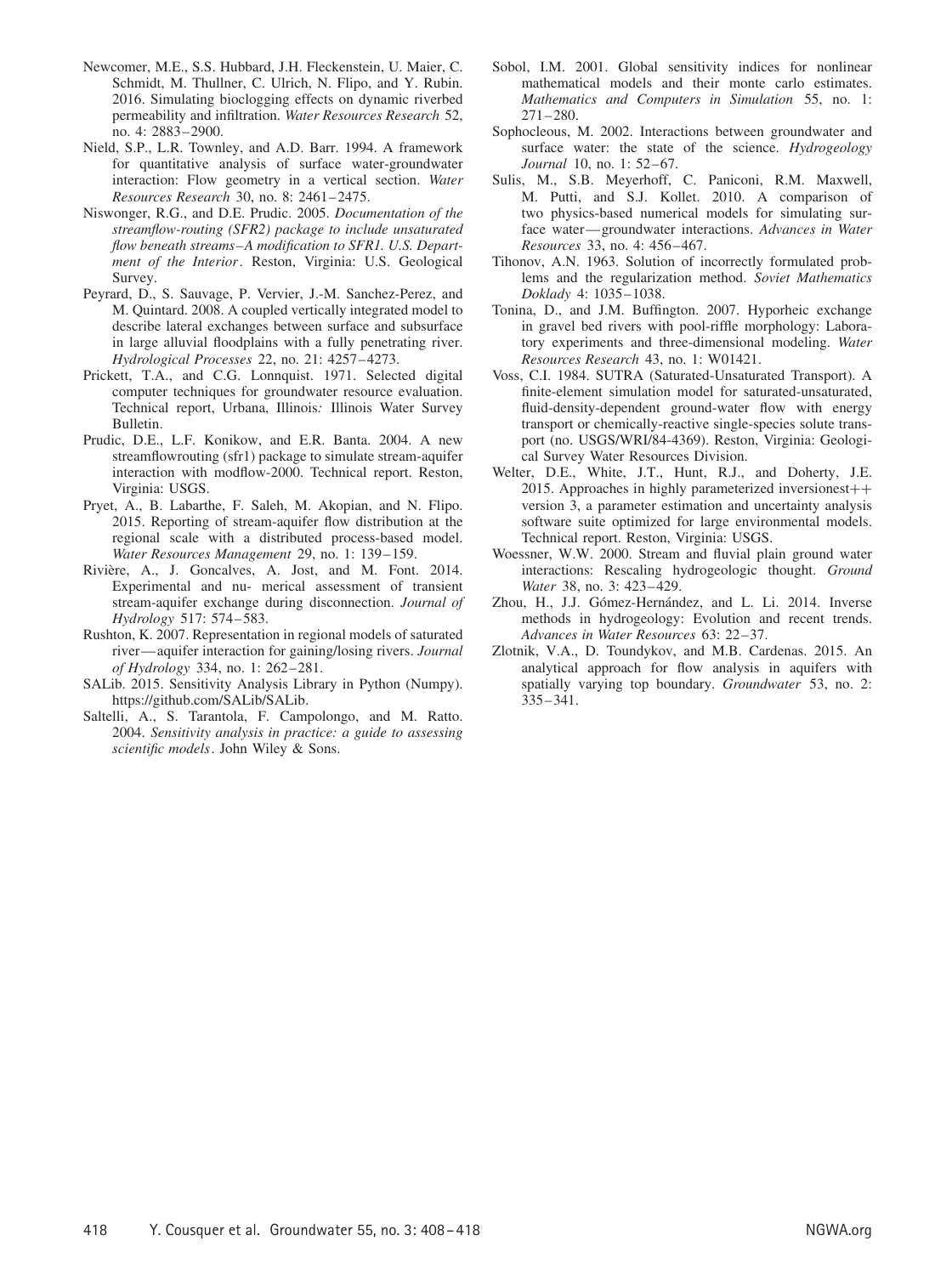Newcomer, M.E., S.S. Hubbard, J.H. Fleckenstein, U. Maier, C. Schmidt, M. Thullner, C. Ulrich, N. Flipo, and Y. Rubin. 2016. Simulating bioclogging effects on dynamic riverbed permeability and infiltration. *Water Resources Research* 52, no. 4: 2883–2900.

Nield, S.P., L.R. Townley, and A.D. Barr. 1994. A framework for quantitative analysis of surface water-groundwater interaction: Flow geometry in a vertical section. *Water Resources Research* 30, no. 8: 2461–2475.

Niswonger, R.G., and D.E. Prudic. 2005. *Documentation of the streamflow-routing (SFR2) package to include unsaturated flow beneath streams–A modification to SFR1. U.S. Department of the Interior*. Reston, Virginia: U.S. Geological Survey.

Peyrard, D., S. Sauvage, P. Vervier, J.-M. Sanchez-Perez, and M. Quintard. 2008. A coupled vertically integrated model to describe lateral exchanges between surface and subsurface in large alluvial floodplains with a fully penetrating river. *Hydrological Processes* 22, no. 21: 4257–4273.

Prickett, T.A., and C.G. Lonnquist. 1971. Selected digital computer techniques for groundwater resource evaluation. Technical report, Urbana, Illinois*:* Illinois Water Survey Bulletin.

Prudic, D.E., L.F. Konikow, and E.R. Banta. 2004. A new streamflowrouting (sfr1) package to simulate stream-aquifer interaction with modflow-2000. Technical report. Reston, Virginia: USGS.

Pryet, A., B. Labarthe, F. Saleh, M. Akopian, and N. Flipo. 2015. Reporting of stream-aquifer flow distribution at the regional scale with a distributed process-based model. *Water Resources Management* 29, no. 1: 139–159.

Rivière, A., J. Goncalves, A. Jost, and M. Font. 2014. Experimental and nu- merical assessment of transient stream-aquifer exchange during disconnection. *Journal of Hydrology* 517: 574–583.

Rushton, K. 2007. Representation in regional models of saturated river—aquifer interaction for gaining/losing rivers. *Journal of Hydrology* 334, no. 1: 262–281.

SALib. 2015. Sensitivity Analysis Library in Python (Numpy). https://github.com/SALib/SALib.

Saltelli, A., S. Tarantola, F. Campolongo, and M. Ratto. 2004. *Sensitivity analysis in practice: a guide to assessing scientific models*. John Wiley & Sons.

Sobol, I.M. 2001. Global sensitivity indices for nonlinear mathematical models and their monte carlo estimates. *Mathematics and Computers in Simulation* 55, no. 1: 271–280.

Sophocleous, M. 2002. Interactions between groundwater and surface water: the state of the science. *Hydrogeology Journal* 10, no. 1: 52–67.

Sulis, M., S.B. Meyerhoff, C. Paniconi, R.M. Maxwell, M. Putti, and S.J. Kollet. 2010. A comparison of two physics-based numerical models for simulating surface water—groundwater interactions. *Advances in Water Resources* 33, no. 4: 456–467.

Tihonov, A.N. 1963. Solution of incorrectly formulated problems and the regularization method. *Soviet Mathematics Doklady* 4: 1035–1038.

Tonina, D., and J.M. Buffington. 2007. Hyporheic exchange in gravel bed rivers with pool-riffle morphology: Laboratory experiments and three-dimensional modeling. *Water Resources Research* 43, no. 1: W01421.

Voss, C.I. 1984. SUTRA (Saturated-Unsaturated Transport). A finite-element simulation model for saturated-unsaturated, fluid-density-dependent ground-water flow with energy transport or chemically-reactive single-species solute transport (no. USGS/WRI/84-4369). Reston, Virginia: Geological Survey Water Resources Division.

Welter, D.E., White, J.T., Hunt, R.J., and Doherty, J.E. 2015. Approaches in highly parameterized inversionest++ version 3, a parameter estimation and uncertainty analysis software suite optimized for large environmental models. Technical report. Reston, Virginia: USGS.

Woessner, W.W. 2000. Stream and fluvial plain ground water interactions: Rescaling hydrogeologic thought. *Ground Water* 38, no. 3: 423–429.

Zhou, H., J.J. Gómez-Hernández, and L. Li. 2014. Inverse methods in hydrogeology: Evolution and recent trends. *Advances in Water Resources* 63: 22–37.

Zlotnik, V.A., D. Toundykov, and M.B. Cardenas. 2015. An analytical approach for flow analysis in aquifers with spatially varying top boundary. *Groundwater* 53, no. 2: 335–341.